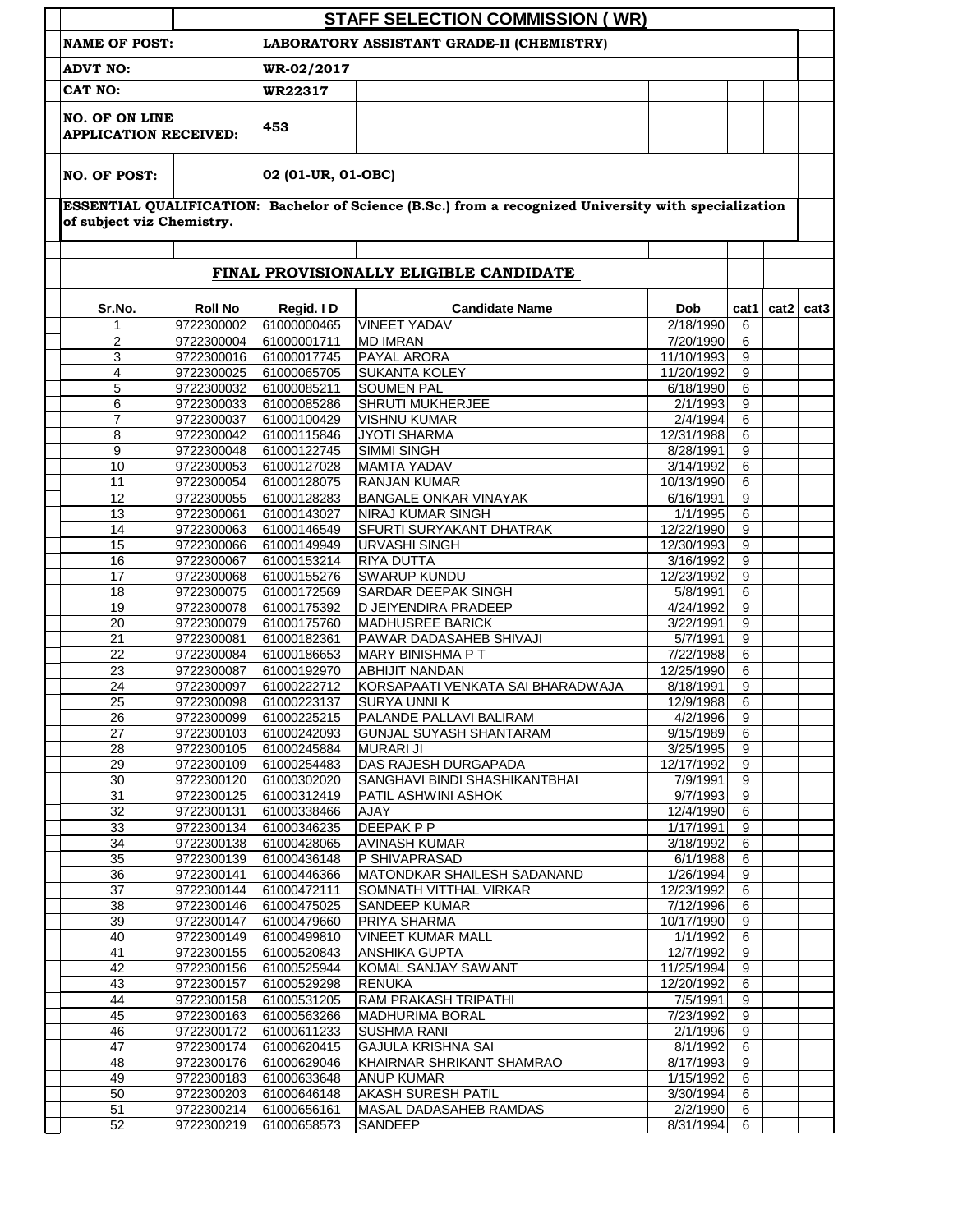## STAFF SELECTION COMMISSION ( WR)

**NAME OF POST:** LABORATORY ASSISTANT GRADE-II (CHEMISTRY)

**ADVT NO:** WR-02/2017

**CAT NO:** WR22317

**NO. OF ON LINE APPLICATION RECEIVED:** 453

**NO. OF POST:** 02 (01-UR, 01-OBC)

**ESSENTIAL QUALIFICATION:** Bachelor of Science (B.Sc.) from a recognized University with specialization of subject viz Chemistry.

### FINAL PROVISIONALLY ELIGIBLE CANDIDATE

| Sr.No. | Roll No | Regid. I D | Candidate Name | Dob | cat1 | cat2 | cat3 |
|---|---|---|---|---|---|---|---|
| 1 | 9722300002 | 61000000465 | VINEET YADAV | 2/18/1990 | 6 | | |
| 2 | 9722300004 | 61000001711 | MD IMRAN | 7/20/1990 | 6 | | |
| 3 | 9722300016 | 61000017745 | PAYAL ARORA | 11/10/1993 | 9 | | |
| 4 | 9722300025 | 61000065705 | SUKANTA KOLEY | 11/20/1992 | 9 | | |
| 5 | 9722300032 | 61000085211 | SOUMEN PAL | 6/18/1990 | 6 | | |
| 6 | 9722300033 | 61000085286 | SHRUTI MUKHERJEE | 2/1/1993 | 9 | | |
| 7 | 9722300037 | 61000100429 | VISHNU KUMAR | 2/4/1994 | 6 | | |
| 8 | 9722300042 | 61000115846 | JYOTI SHARMA | 12/31/1988 | 6 | | |
| 9 | 9722300048 | 61000122745 | SIMMI SINGH | 8/28/1991 | 9 | | |
| 10 | 9722300053 | 61000127028 | MAMTA YADAV | 3/14/1992 | 6 | | |
| 11 | 9722300054 | 61000128075 | RANJAN KUMAR | 10/13/1990 | 6 | | |
| 12 | 9722300055 | 61000128283 | BANGALE ONKAR VINAYAK | 6/16/1991 | 9 | | |
| 13 | 9722300061 | 61000143027 | NIRAJ KUMAR SINGH | 1/1/1995 | 6 | | |
| 14 | 9722300063 | 61000146549 | SFURTI SURYAKANT DHATRAK | 12/22/1990 | 9 | | |
| 15 | 9722300066 | 61000149949 | URVASHI SINGH | 12/30/1993 | 9 | | |
| 16 | 9722300067 | 61000153214 | RIYA DUTTA | 3/16/1992 | 9 | | |
| 17 | 9722300068 | 61000155276 | SWARUP KUNDU | 12/23/1992 | 9 | | |
| 18 | 9722300075 | 61000172569 | SARDAR DEEPAK SINGH | 5/8/1991 | 6 | | |
| 19 | 9722300078 | 61000175392 | D JEIYENDIRA PRADEEP | 4/24/1992 | 9 | | |
| 20 | 9722300079 | 61000175760 | MADHUSREE BARICK | 3/22/1991 | 9 | | |
| 21 | 9722300081 | 61000182361 | PAWAR DADASAHEB SHIVAJI | 5/7/1991 | 9 | | |
| 22 | 9722300084 | 61000186653 | MARY BINISHMA P T | 7/22/1988 | 6 | | |
| 23 | 9722300087 | 61000192970 | ABHIJIT NANDAN | 12/25/1990 | 6 | | |
| 24 | 9722300097 | 61000222712 | KORSAPAATI VENKATA SAI BHARADWAJA | 8/18/1991 | 9 | | |
| 25 | 9722300098 | 61000223137 | SURYA UNNI K | 12/9/1988 | 6 | | |
| 26 | 9722300099 | 61000225215 | PALANDE PALLAVI BALIRAM | 4/2/1996 | 9 | | |
| 27 | 9722300103 | 61000242093 | GUNJAL SUYASH SHANTARAM | 9/15/1989 | 6 | | |
| 28 | 9722300105 | 61000245884 | MURARI JI | 3/25/1995 | 9 | | |
| 29 | 9722300109 | 61000254483 | DAS RAJESH DURGAPADA | 12/17/1992 | 9 | | |
| 30 | 9722300120 | 61000302020 | SANGHAVI BINDI SHASHIKANTBHAI | 7/9/1991 | 9 | | |
| 31 | 9722300125 | 61000312419 | PATIL ASHWINI ASHOK | 9/7/1993 | 9 | | |
| 32 | 9722300131 | 61000338466 | AJAY | 12/4/1990 | 6 | | |
| 33 | 9722300134 | 61000346235 | DEEPAK P P | 1/17/1991 | 9 | | |
| 34 | 9722300138 | 61000428065 | AVINASH KUMAR | 3/18/1992 | 6 | | |
| 35 | 9722300139 | 61000436148 | P SHIVAPRASAD | 6/1/1988 | 6 | | |
| 36 | 9722300141 | 61000446366 | MATONDKAR SHAILESH SADANAND | 1/26/1994 | 9 | | |
| 37 | 9722300144 | 61000472111 | SOMNATH VITTHAL VIRKAR | 12/23/1992 | 6 | | |
| 38 | 9722300146 | 61000475025 | SANDEEP KUMAR | 7/12/1996 | 6 | | |
| 39 | 9722300147 | 61000479660 | PRIYA SHARMA | 10/17/1990 | 9 | | |
| 40 | 9722300149 | 61000499810 | VINEET KUMAR MALL | 1/1/1992 | 6 | | |
| 41 | 9722300155 | 61000520843 | ANSHIKA GUPTA | 12/7/1992 | 9 | | |
| 42 | 9722300156 | 61000525944 | KOMAL SANJAY SAWANT | 11/25/1994 | 9 | | |
| 43 | 9722300157 | 61000529298 | RENUKA | 12/20/1992 | 6 | | |
| 44 | 9722300158 | 61000531205 | RAM PRAKASH TRIPATHI | 7/5/1991 | 9 | | |
| 45 | 9722300163 | 61000563266 | MADHURIMA BORAL | 7/23/1992 | 9 | | |
| 46 | 9722300172 | 61000611233 | SUSHMA RANI | 2/1/1996 | 9 | | |
| 47 | 9722300174 | 61000620415 | GAJULA KRISHNA SAI | 8/1/1992 | 6 | | |
| 48 | 9722300176 | 61000629046 | KHAIRNAR SHRIKANT SHAMRAO | 8/17/1993 | 9 | | |
| 49 | 9722300183 | 61000633648 | ANUP KUMAR | 1/15/1992 | 6 | | |
| 50 | 9722300203 | 61000646148 | AKASH SURESH PATIL | 3/30/1994 | 6 | | |
| 51 | 9722300214 | 61000656161 | MASAL DADASAHEB RAMDAS | 2/2/1990 | 6 | | |
| 52 | 9722300219 | 61000658573 | SANDEEP | 8/31/1994 | 6 | | |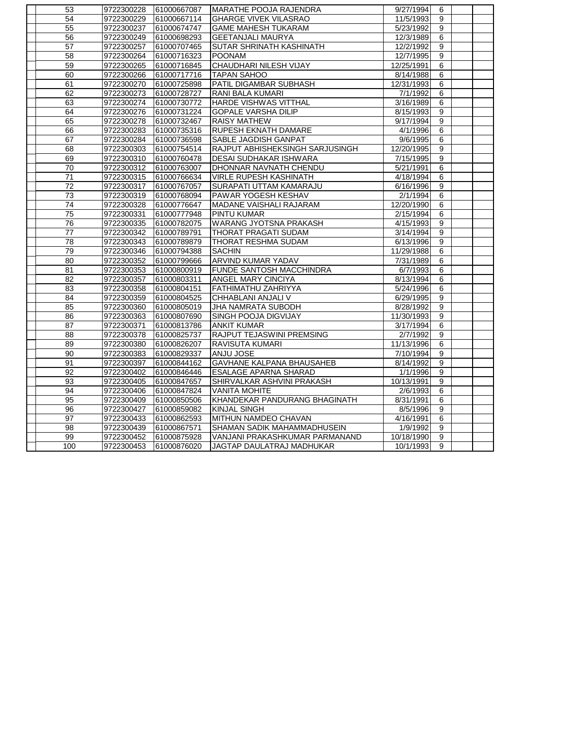| | | | | | | | | |
|---|---|---|---|---|---|---|---|---|
| | 53 | 9722300228 | 61000667087 | MARATHE POOJA RAJENDRA | 9/27/1994 | 6 | | |
| | 54 | 9722300229 | 61000667114 | GHARGE VIVEK VILASRAO | 11/5/1993 | 9 | | |
| | 55 | 9722300237 | 61000674747 | GAME MAHESH TUKARAM | 5/23/1992 | 9 | | |
| | 56 | 9722300249 | 61000698293 | GEETANJALI MAURYA | 12/3/1989 | 6 | | |
| | 57 | 9722300257 | 61000707465 | SUTAR SHRINATH KASHINATH | 12/2/1992 | 9 | | |
| | 58 | 9722300264 | 61000716323 | POONAM | 12/7/1995 | 9 | | |
| | 59 | 9722300265 | 61000716845 | CHAUDHARI NILESH VIJAY | 12/25/1991 | 6 | | |
| | 60 | 9722300266 | 61000717716 | TAPAN SAHOO | 8/14/1988 | 6 | | |
| | 61 | 9722300270 | 61000725898 | PATIL DIGAMBAR SUBHASH | 12/31/1993 | 6 | | |
| | 62 | 9722300273 | 61000728727 | RANI BALA KUMARI | 7/1/1992 | 6 | | |
| | 63 | 9722300274 | 61000730772 | HARDE VISHWAS VITTHAL | 3/16/1989 | 6 | | |
| | 64 | 9722300276 | 61000731224 | GOPALE VARSHA DILIP | 8/15/1993 | 9 | | |
| | 65 | 9722300278 | 61000732467 | RAISY MATHEW | 9/17/1994 | 9 | | |
| | 66 | 9722300283 | 61000735316 | RUPESH EKNATH DAMARE | 4/1/1996 | 6 | | |
| | 67 | 9722300284 | 61000736598 | SABLE JAGDISH GANPAT | 9/6/1995 | 6 | | |
| | 68 | 9722300303 | 61000754514 | RAJPUT ABHISHEKSINGH SARJUSINGH | 12/20/1995 | 9 | | |
| | 69 | 9722300310 | 61000760478 | DESAI SUDHAKAR ISHWARA | 7/15/1995 | 9 | | |
| | 70 | 9722300312 | 61000763007 | DHONNAR NAVNATH CHENDU | 5/21/1991 | 6 | | |
| | 71 | 9722300315 | 61000766634 | VIRLE RUPESH KASHINATH | 4/18/1994 | 6 | | |
| | 72 | 9722300317 | 61000767057 | SURAPATI UTTAM KAMARAJU | 6/16/1996 | 9 | | |
| | 73 | 9722300319 | 61000768094 | PAWAR YOGESH KESHAV | 2/1/1994 | 6 | | |
| | 74 | 9722300328 | 61000776647 | MADANE VAISHALI RAJARAM | 12/20/1990 | 6 | | |
| | 75 | 9722300331 | 61000777948 | PINTU KUMAR | 2/15/1994 | 6 | | |
| | 76 | 9722300335 | 61000782075 | WARANG JYOTSNA PRAKASH | 4/15/1993 | 9 | | |
| | 77 | 9722300342 | 61000789791 | THORAT PRAGATI SUDAM | 3/14/1994 | 9 | | |
| | 78 | 9722300343 | 61000789879 | THORAT RESHMA SUDAM | 6/13/1996 | 9 | | |
| | 79 | 9722300346 | 61000794388 | SACHIN | 11/29/1988 | 6 | | |
| | 80 | 9722300352 | 61000799666 | ARVIND KUMAR YADAV | 7/31/1989 | 6 | | |
| | 81 | 9722300353 | 61000800919 | FUNDE SANTOSH MACCHINDRA | 6/7/1993 | 6 | | |
| | 82 | 9722300357 | 61000803311 | ANGEL MARY CINCIYA | 8/13/1994 | 6 | | |
| | 83 | 9722300358 | 61000804151 | FATHIMATHU ZAHRIYYA | 5/24/1996 | 6 | | |
| | 84 | 9722300359 | 61000804525 | CHHABLANI ANJALI V | 6/29/1995 | 9 | | |
| | 85 | 9722300360 | 61000805019 | JHA NAMRATA SUBODH | 8/28/1992 | 9 | | |
| | 86 | 9722300363 | 61000807690 | SINGH POOJA DIGVIJAY | 11/30/1993 | 9 | | |
| | 87 | 9722300371 | 61000813786 | ANKIT KUMAR | 3/17/1994 | 6 | | |
| | 88 | 9722300378 | 61000825737 | RAJPUT TEJASWINI PREMSING | 2/7/1992 | 9 | | |
| | 89 | 9722300380 | 61000826207 | RAVISUTA KUMARI | 11/13/1996 | 6 | | |
| | 90 | 9722300383 | 61000829337 | ANJU JOSE | 7/10/1994 | 9 | | |
| | 91 | 9722300397 | 61000844162 | GAVHANE KALPANA BHAUSAHEB | 8/14/1992 | 9 | | |
| | 92 | 9722300402 | 61000846446 | ESALAGE APARNA SHARAD | 1/1/1996 | 9 | | |
| | 93 | 9722300405 | 61000847657 | SHIRVALKAR ASHVINI PRAKASH | 10/13/1991 | 9 | | |
| | 94 | 9722300406 | 61000847824 | VANITA MOHITE | 2/6/1993 | 6 | | |
| | 95 | 9722300409 | 61000850506 | KHANDEKAR PANDURANG BHAGINATH | 8/31/1991 | 6 | | |
| | 96 | 9722300427 | 61000859082 | KINJAL SINGH | 8/5/1996 | 9 | | |
| | 97 | 9722300433 | 61000862593 | MITHUN NAMDEO CHAVAN | 4/16/1991 | 6 | | |
| | 98 | 9722300439 | 61000867571 | SHAMAN SADIK MAHAMMADHUSEIN | 1/9/1992 | 9 | | |
| | 99 | 9722300452 | 61000875928 | VANJANI PRAKASHKUMAR PARMANAND | 10/18/1990 | 9 | | |
| | 100 | 9722300453 | 61000876020 | JAGTAP DAULATRAJ MADHUKAR | 10/1/1993 | 9 | | |